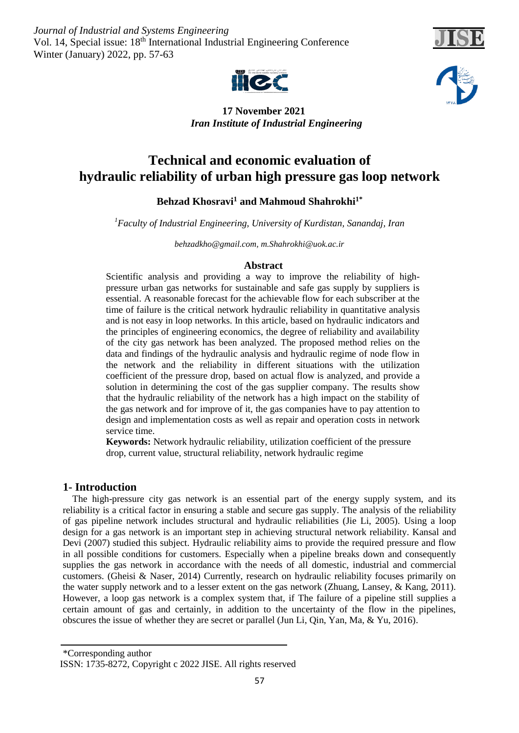**17 November 2021**
***Iran Institute of Industrial Engineering***

# Technical and economic evaluation of hydraulic reliability of urban high pressure gas loop network

**Behzad Khosravi[1] and Mahmoud Shahrokhi[1*]**

[1]*Faculty of Industrial Engineering, University of Kurdistan, Sanandaj, Iran*

*behzadkho@gmail.com, m.Shahrokhi@uok.ac.ir*

## Abstract

Scientific analysis and providing a way to improve the reliability of high-pressure urban gas networks for sustainable and safe gas supply by suppliers is essential. A reasonable forecast for the achievable flow for each subscriber at the time of failure is the critical network hydraulic reliability in quantitative analysis and is not easy in loop networks. In this article, based on hydraulic indicators and the principles of engineering economics, the degree of reliability and availability of the city gas network has been analyzed. The proposed method relies on the data and findings of the hydraulic analysis and hydraulic regime of node flow in the network and the reliability in different situations with the utilization coefficient of the pressure drop, based on actual flow is analyzed, and provide a solution in determining the cost of the gas supplier company. The results show that the hydraulic reliability of the network has a high impact on the stability of the gas network and for improve of it, the gas companies have to pay attention to design and implementation costs as well as repair and operation costs in network service time.

**Keywords:** Network hydraulic reliability, utilization coefficient of the pressure drop, current value, structural reliability, network hydraulic regime

## 1- Introduction

The high-pressure city gas network is an essential part of the energy supply system, and its reliability is a critical factor in ensuring a stable and secure gas supply. The analysis of the reliability of gas pipeline network includes structural and hydraulic reliabilities (Jie Li, 2005). Using a loop design for a gas network is an important step in achieving structural network reliability. Kansal and Devi (2007) studied this subject. Hydraulic reliability aims to provide the required pressure and flow in all possible conditions for customers. Especially when a pipeline breaks down and consequently supplies the gas network in accordance with the needs of all domestic, industrial and commercial customers. (Gheisi & Naser, 2014) Currently, research on hydraulic reliability focuses primarily on the water supply network and to a lesser extent on the gas network (Zhuang, Lansey, & Kang, 2011). However, a loop gas network is a complex system that, if The failure of a pipeline still supplies a certain amount of gas and certainly, in addition to the uncertainty of the flow in the pipelines, obscures the issue of whether they are secret or parallel (Jun Li, Qin, Yan, Ma, & Yu, 2016).

*Corresponding author

ISSN: 1735-8272, Copyright c 2022 JISE. All rights reserved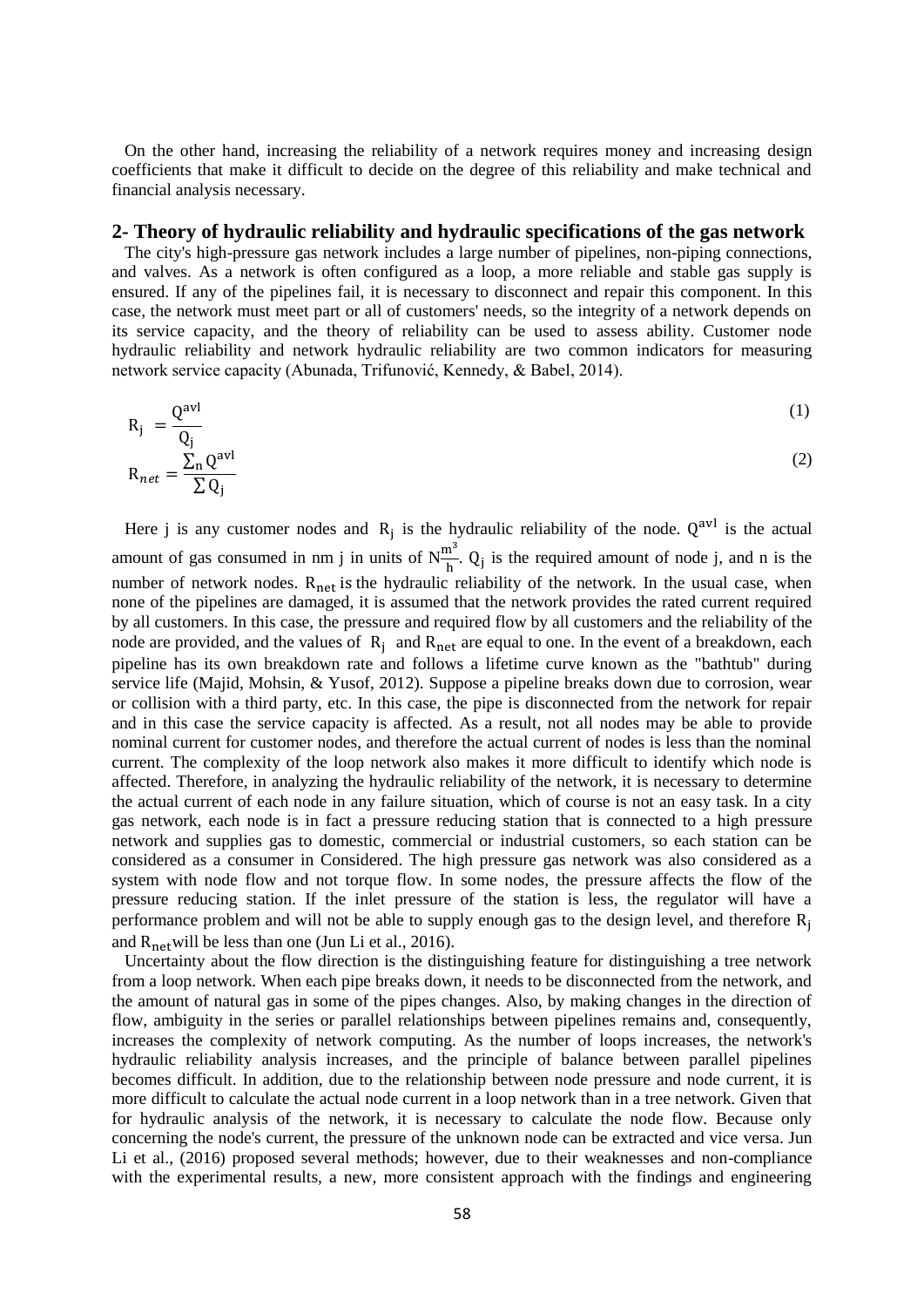On the other hand, increasing the reliability of a network requires money and increasing design coefficients that make it difficult to decide on the degree of this reliability and make technical and financial analysis necessary.

## 2- Theory of hydraulic reliability and hydraulic specifications of the gas network

The city's high-pressure gas network includes a large number of pipelines, non-piping connections, and valves. As a network is often configured as a loop, a more reliable and stable gas supply is ensured. If any of the pipelines fail, it is necessary to disconnect and repair this component. In this case, the network must meet part or all of customers' needs, so the integrity of a network depends on its service capacity, and the theory of reliability can be used to assess ability. Customer node hydraulic reliability and network hydraulic reliability are two common indicators for measuring network service capacity (Abunada, Trifunović, Kennedy, & Babel, 2014).

$$R_j = \frac{Q^{avl}}{Q_j} \tag{1}$$

$$R_{net} = \frac{\sum_n Q^{avl}}{\sum Q_j} \tag{2}$$

Here j is any customer nodes and $R_j$ is the hydraulic reliability of the node. $Q^{avl}$ is the actual amount of gas consumed in nm j in units of $N\frac{m^3}{h}$. $Q_j$ is the required amount of node j, and n is the number of network nodes. $R_{net}$ is the hydraulic reliability of the network. In the usual case, when none of the pipelines are damaged, it is assumed that the network provides the rated current required by all customers. In this case, the pressure and required flow by all customers and the reliability of the node are provided, and the values of $R_j$ and $R_{net}$ are equal to one. In the event of a breakdown, each pipeline has its own breakdown rate and follows a lifetime curve known as the "bathtub" during service life (Majid, Mohsin, & Yusof, 2012). Suppose a pipeline breaks down due to corrosion, wear or collision with a third party, etc. In this case, the pipe is disconnected from the network for repair and in this case the service capacity is affected. As a result, not all nodes may be able to provide nominal current for customer nodes, and therefore the actual current of nodes is less than the nominal current. The complexity of the loop network also makes it more difficult to identify which node is affected. Therefore, in analyzing the hydraulic reliability of the network, it is necessary to determine the actual current of each node in any failure situation, which of course is not an easy task. In a city gas network, each node is in fact a pressure reducing station that is connected to a high pressure network and supplies gas to domestic, commercial or industrial customers, so each station can be considered as a consumer in Considered. The high pressure gas network was also considered as a system with node flow and not torque flow. In some nodes, the pressure affects the flow of the pressure reducing station. If the inlet pressure of the station is less, the regulator will have a performance problem and will not be able to supply enough gas to the design level, and therefore $R_j$ and $R_{net}$ will be less than one (Jun Li et al., 2016).

Uncertainty about the flow direction is the distinguishing feature for distinguishing a tree network from a loop network. When each pipe breaks down, it needs to be disconnected from the network, and the amount of natural gas in some of the pipes changes. Also, by making changes in the direction of flow, ambiguity in the series or parallel relationships between pipelines remains and, consequently, increases the complexity of network computing. As the number of loops increases, the network's hydraulic reliability analysis increases, and the principle of balance between parallel pipelines becomes difficult. In addition, due to the relationship between node pressure and node current, it is more difficult to calculate the actual node current in a loop network than in a tree network. Given that for hydraulic analysis of the network, it is necessary to calculate the node flow. Because only concerning the node's current, the pressure of the unknown node can be extracted and vice versa. Jun Li et al., (2016) proposed several methods; however, due to their weaknesses and non-compliance with the experimental results, a new, more consistent approach with the findings and engineering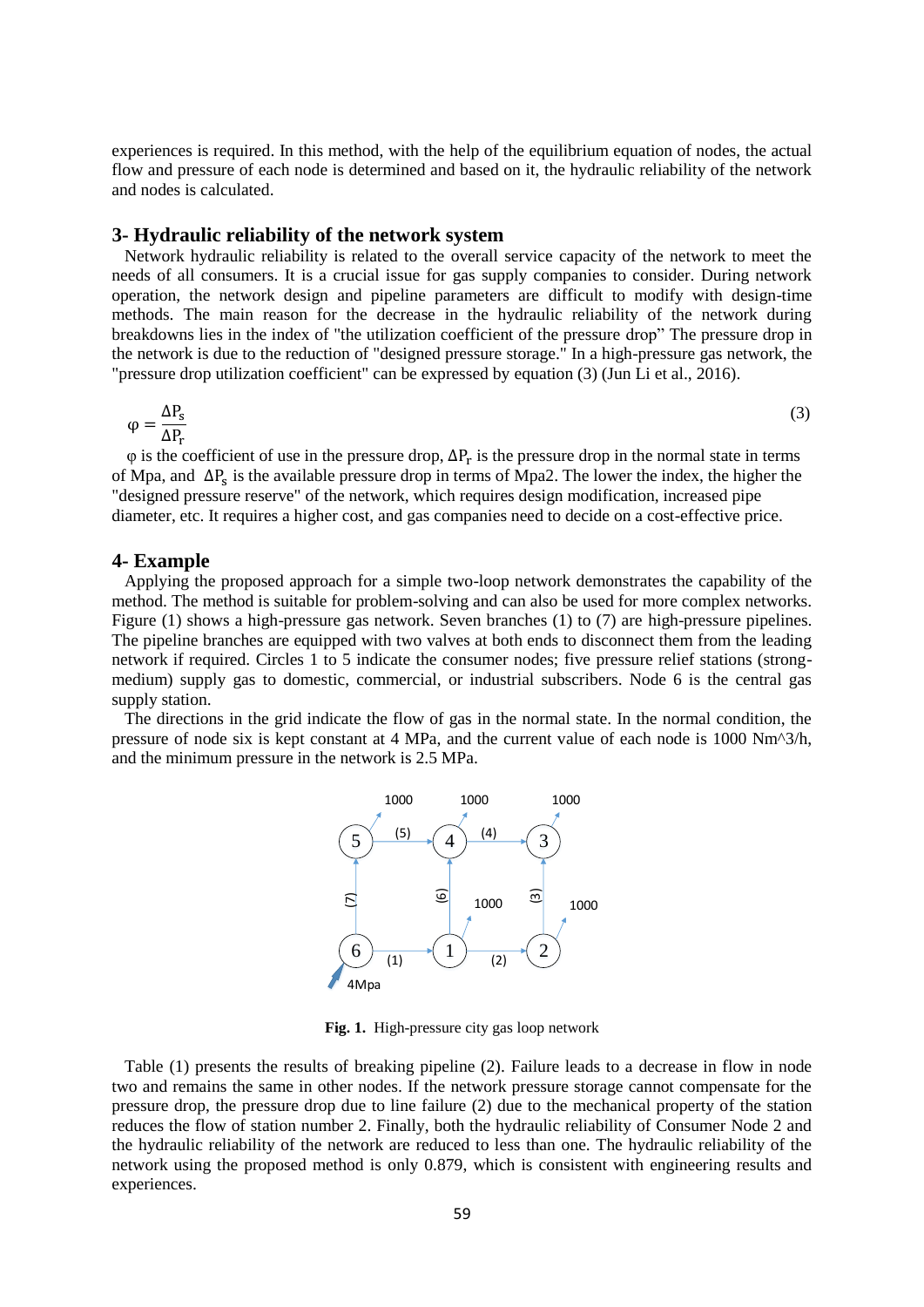experiences is required. In this method, with the help of the equilibrium equation of nodes, the actual flow and pressure of each node is determined and based on it, the hydraulic reliability of the network and nodes is calculated.

## 3- Hydraulic reliability of the network system

Network hydraulic reliability is related to the overall service capacity of the network to meet the needs of all consumers. It is a crucial issue for gas supply companies to consider. During network operation, the network design and pipeline parameters are difficult to modify with design-time methods. The main reason for the decrease in the hydraulic reliability of the network during breakdowns lies in the index of "the utilization coefficient of the pressure drop" The pressure drop in the network is due to the reduction of "designed pressure storage." In a high-pressure gas network, the "pressure drop utilization coefficient" can be expressed by equation (3) (Jun Li et al., 2016).

$$\varphi = \frac{\Delta P_s}{\Delta P_r} \tag{3}$$

φ is the coefficient of use in the pressure drop, $\Delta P_r$ is the pressure drop in the normal state in terms of Mpa, and $\Delta P_s$ is the available pressure drop in terms of Mpa2. The lower the index, the higher the "designed pressure reserve" of the network, which requires design modification, increased pipe diameter, etc. It requires a higher cost, and gas companies need to decide on a cost-effective price.

## 4- Example

Applying the proposed approach for a simple two-loop network demonstrates the capability of the method. The method is suitable for problem-solving and can also be used for more complex networks. Figure (1) shows a high-pressure gas network. Seven branches (1) to (7) are high-pressure pipelines. The pipeline branches are equipped with two valves at both ends to disconnect them from the leading network if required. Circles 1 to 5 indicate the consumer nodes; five pressure relief stations (strong-medium) supply gas to domestic, commercial, or industrial subscribers. Node 6 is the central gas supply station.

The directions in the grid indicate the flow of gas in the normal state. In the normal condition, the pressure of node six is kept constant at 4 MPa, and the current value of each node is 1000 Nm^3/h, and the minimum pressure in the network is 2.5 MPa.

**Fig. 1.** High-pressure city gas loop network

Table (1) presents the results of breaking pipeline (2). Failure leads to a decrease in flow in node two and remains the same in other nodes. If the network pressure storage cannot compensate for the pressure drop, the pressure drop due to line failure (2) due to the mechanical property of the station reduces the flow of station number 2. Finally, both the hydraulic reliability of Consumer Node 2 and the hydraulic reliability of the network are reduced to less than one. The hydraulic reliability of the network using the proposed method is only 0.879, which is consistent with engineering results and experiences.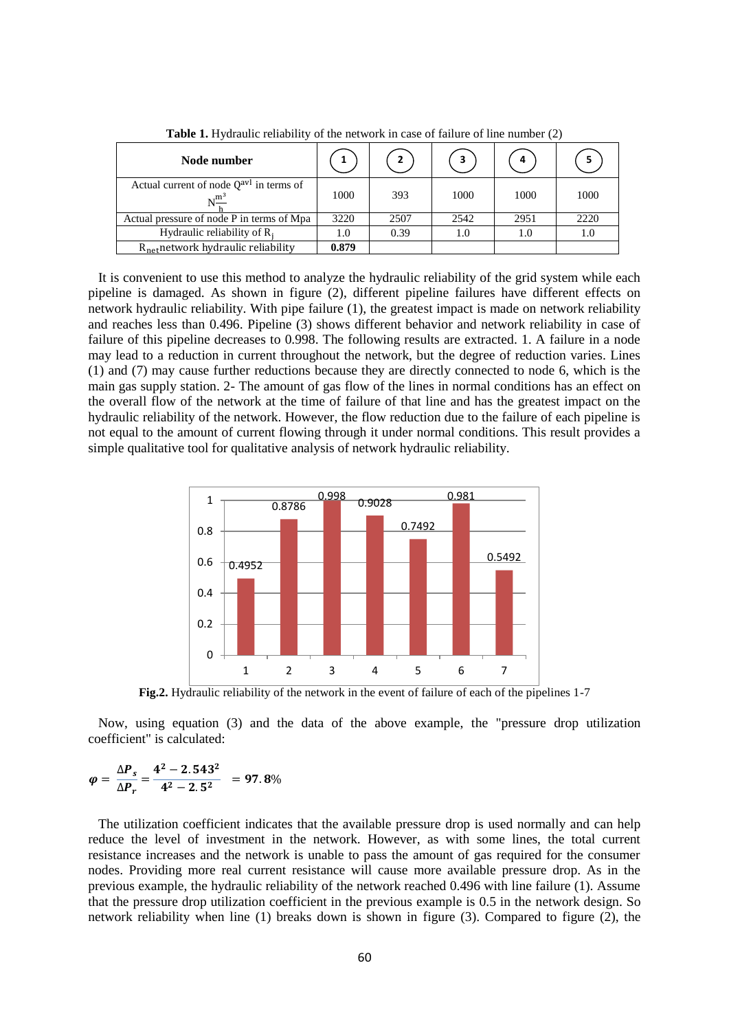**Table 1.** Hydraulic reliability of the network in case of failure of line number (2)

| Node number | 1 | 2 | 3 | 4 | 5 |
|---|---|---|---|---|---|
| Actual current of node $Q^{avl}$ in terms of $N\frac{m^3}{h}$ | 1000 | 393 | 1000 | 1000 | 1000 |
| Actual pressure of node P in terms of Mpa | 3220 | 2507 | 2542 | 2951 | 2220 |
| Hydraulic reliability of $R_j$ | 1.0 | 0.39 | 1.0 | 1.0 | 1.0 |
| $R_{net}$network hydraulic reliability | **0.879** | | | | |

It is convenient to use this method to analyze the hydraulic reliability of the grid system while each pipeline is damaged. As shown in figure (2), different pipeline failures have different effects on network hydraulic reliability. With pipe failure (1), the greatest impact is made on network reliability and reaches less than 0.496. Pipeline (3) shows different behavior and network reliability in case of failure of this pipeline decreases to 0.998. The following results are extracted. 1. A failure in a node may lead to a reduction in current throughout the network, but the degree of reduction varies. Lines (1) and (7) may cause further reductions because they are directly connected to node 6, which is the main gas supply station. 2- The amount of gas flow of the lines in normal conditions has an effect on the overall flow of the network at the time of failure of that line and has the greatest impact on the hydraulic reliability of the network. However, the flow reduction due to the failure of each pipeline is not equal to the amount of current flowing through it under normal conditions. This result provides a simple qualitative tool for qualitative analysis of network hydraulic reliability.

| Pipeline | 1 | 2 | 3 | 4 | 5 | 6 | 7 |
|---|---|---|---|---|---|---|---|
| Network hydraulic reliability | 0.4952 | 0.8786 | 0.998 | 0.9028 | 0.7492 | 0.981 | 0.5492 |

**Fig.2.** Hydraulic reliability of the network in the event of failure of each of the pipelines 1-7

Now, using equation (3) and the data of the above example, the "pressure drop utilization coefficient" is calculated:

$$\varphi = \frac{\Delta P_s}{\Delta P_r} = \frac{4^2 - 2.543^2}{4^2 - 2.5^2} = 97.8\%$$

The utilization coefficient indicates that the available pressure drop is used normally and can help reduce the level of investment in the network. However, as with some lines, the total current resistance increases and the network is unable to pass the amount of gas required for the consumer nodes. Providing more real current resistance will cause more available pressure drop. As in the previous example, the hydraulic reliability of the network reached 0.496 with line failure (1). Assume that the pressure drop utilization coefficient in the previous example is 0.5 in the network design. So network reliability when line (1) breaks down is shown in figure (3). Compared to figure (2), the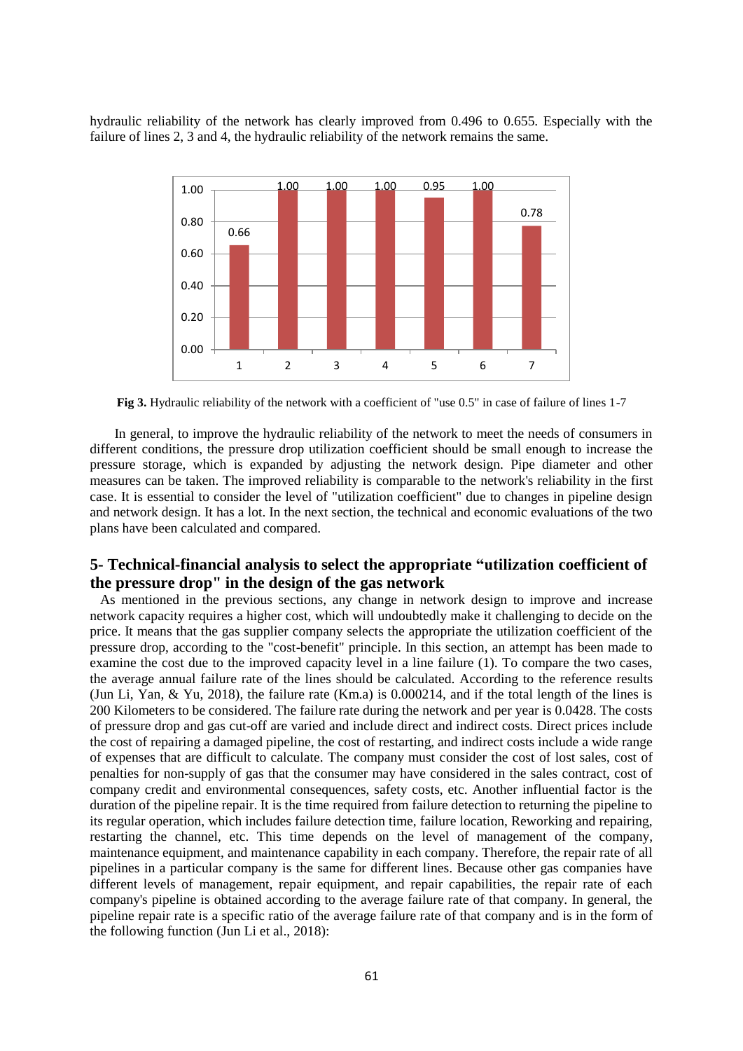hydraulic reliability of the network has clearly improved from 0.496 to 0.655. Especially with the failure of lines 2, 3 and 4, the hydraulic reliability of the network remains the same.

**Fig 3.** Hydraulic reliability of the network with a coefficient of "use 0.5" in case of failure of lines 1-7

In general, to improve the hydraulic reliability of the network to meet the needs of consumers in different conditions, the pressure drop utilization coefficient should be small enough to increase the pressure storage, which is expanded by adjusting the network design. Pipe diameter and other measures can be taken. The improved reliability is comparable to the network's reliability in the first case. It is essential to consider the level of "utilization coefficient" due to changes in pipeline design and network design. It has a lot. In the next section, the technical and economic evaluations of the two plans have been calculated and compared.

## 5- Technical-financial analysis to select the appropriate "utilization coefficient of the pressure drop" in the design of the gas network

As mentioned in the previous sections, any change in network design to improve and increase network capacity requires a higher cost, which will undoubtedly make it challenging to decide on the price. It means that the gas supplier company selects the appropriate the utilization coefficient of the pressure drop, according to the "cost-benefit" principle. In this section, an attempt has been made to examine the cost due to the improved capacity level in a line failure (1). To compare the two cases, the average annual failure rate of the lines should be calculated. According to the reference results (Jun Li, Yan, & Yu, 2018), the failure rate (Km.a) is 0.000214, and if the total length of the lines is 200 Kilometers to be considered. The failure rate during the network and per year is 0.0428. The costs of pressure drop and gas cut-off are varied and include direct and indirect costs. Direct prices include the cost of repairing a damaged pipeline, the cost of restarting, and indirect costs include a wide range of expenses that are difficult to calculate. The company must consider the cost of lost sales, cost of penalties for non-supply of gas that the consumer may have considered in the sales contract, cost of company credit and environmental consequences, safety costs, etc. Another influential factor is the duration of the pipeline repair. It is the time required from failure detection to returning the pipeline to its regular operation, which includes failure detection time, failure location, Reworking and repairing, restarting the channel, etc. This time depends on the level of management of the company, maintenance equipment, and maintenance capability in each company. Therefore, the repair rate of all pipelines in a particular company is the same for different lines. Because other gas companies have different levels of management, repair equipment, and repair capabilities, the repair rate of each company's pipeline is obtained according to the average failure rate of that company. In general, the pipeline repair rate is a specific ratio of the average failure rate of that company and is in the form of the following function (Jun Li et al., 2018):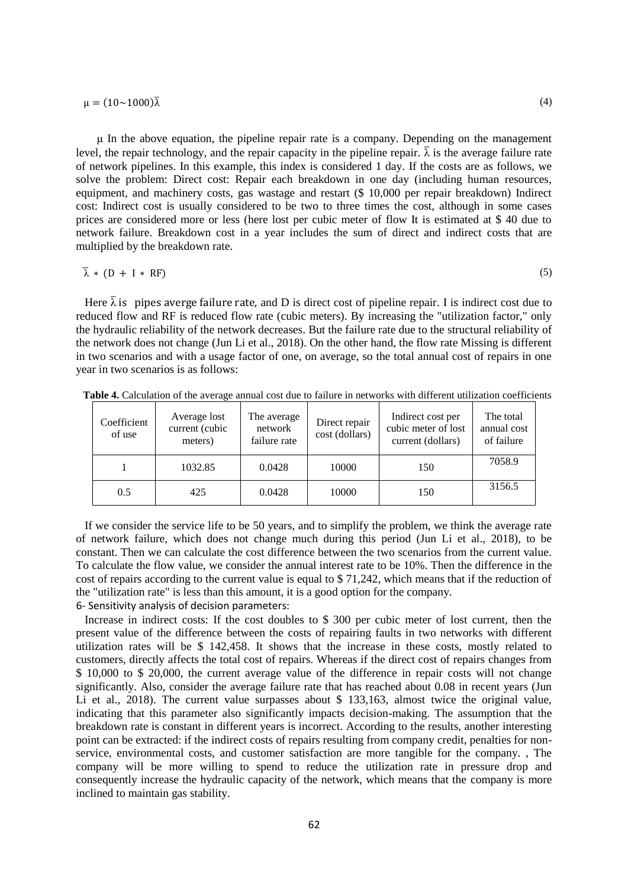$$\mu = (10{\sim}1000)\bar{\lambda} \tag{4}$$

$\mu$ In the above equation, the pipeline repair rate is a company. Depending on the management level, the repair technology, and the repair capacity in the pipeline repair. $\bar{\lambda}$ is the average failure rate of network pipelines. In this example, this index is considered 1 day. If the costs are as follows, we solve the problem: Direct cost: Repair each breakdown in one day (including human resources, equipment, and machinery costs, gas wastage and restart ($ 10,000 per repair breakdown) Indirect cost: Indirect cost is usually considered to be two to three times the cost, although in some cases prices are considered more or less (here lost per cubic meter of flow It is estimated at $ 40 due to network failure. Breakdown cost in a year includes the sum of direct and indirect costs that are multiplied by the breakdown rate.

$$\bar{\lambda} * (D + I * RF) \tag{5}$$

Here $\bar{\lambda}$ is pipes averge failure rate, and D is direct cost of pipeline repair. I is indirect cost due to reduced flow and RF is reduced flow rate (cubic meters). By increasing the "utilization factor," only the hydraulic reliability of the network decreases. But the failure rate due to the structural reliability of the network does not change (Jun Li et al., 2018). On the other hand, the flow rate Missing is different in two scenarios and with a usage factor of one, on average, so the total annual cost of repairs in one year in two scenarios is as follows:

**Table 4.** Calculation of the average annual cost due to failure in networks with different utilization coefficients

| Coefficient of use | Average lost current (cubic meters) | The average network failure rate | Direct repair cost (dollars) | Indirect cost per cubic meter of lost current (dollars) | The total annual cost of failure |
|---|---|---|---|---|---|
| 1 | 1032.85 | 0.0428 | 10000 | 150 | 7058.9 |
| 0.5 | 425 | 0.0428 | 10000 | 150 | 3156.5 |

If we consider the service life to be 50 years, and to simplify the problem, we think the average rate of network failure, which does not change much during this period (Jun Li et al., 2018), to be constant. Then we can calculate the cost difference between the two scenarios from the current value. To calculate the flow value, we consider the annual interest rate to be 10%. Then the difference in the cost of repairs according to the current value is equal to $ 71,242, which means that if the reduction of the "utilization rate" is less than this amount, it is a good option for the company.

## 6- Sensitivity analysis of decision parameters:

Increase in indirect costs: If the cost doubles to $ 300 per cubic meter of lost current, then the present value of the difference between the costs of repairing faults in two networks with different utilization rates will be $ 142,458. It shows that the increase in these costs, mostly related to customers, directly affects the total cost of repairs. Whereas if the direct cost of repairs changes from $ 10,000 to $ 20,000, the current average value of the difference in repair costs will not change significantly. Also, consider the average failure rate that has reached about 0.08 in recent years (Jun Li et al., 2018). The current value surpasses about $ 133,163, almost twice the original value, indicating that this parameter also significantly impacts decision-making. The assumption that the breakdown rate is constant in different years is incorrect. According to the results, another interesting point can be extracted: if the indirect costs of repairs resulting from company credit, penalties for non-service, environmental costs, and customer satisfaction are more tangible for the company. , The company will be more willing to spend to reduce the utilization rate in pressure drop and consequently increase the hydraulic capacity of the network, which means that the company is more inclined to maintain gas stability.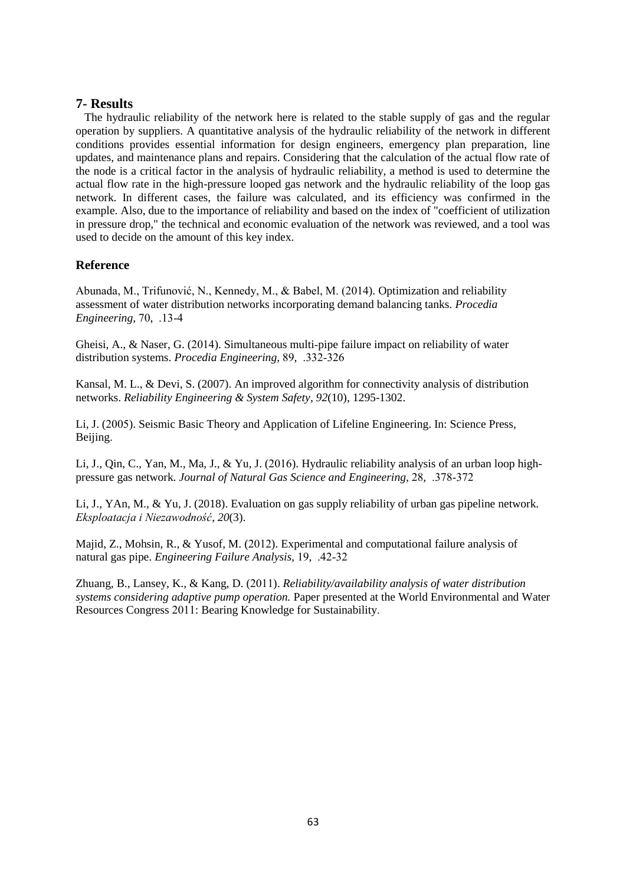## 7- Results

The hydraulic reliability of the network here is related to the stable supply of gas and the regular operation by suppliers. A quantitative analysis of the hydraulic reliability of the network in different conditions provides essential information for design engineers, emergency plan preparation, line updates, and maintenance plans and repairs. Considering that the calculation of the actual flow rate of the node is a critical factor in the analysis of hydraulic reliability, a method is used to determine the actual flow rate in the high-pressure looped gas network and the hydraulic reliability of the loop gas network. In different cases, the failure was calculated, and its efficiency was confirmed in the example. Also, due to the importance of reliability and based on the index of "coefficient of utilization in pressure drop," the technical and economic evaluation of the network was reviewed, and a tool was used to decide on the amount of this key index.

## Reference

Abunada, M., Trifunović, N., Kennedy, M., & Babel, M. (2014). Optimization and reliability assessment of water distribution networks incorporating demand balancing tanks. *Procedia Engineering*, 70, .13-4

Gheisi, A., & Naser, G. (2014). Simultaneous multi-pipe failure impact on reliability of water distribution systems. *Procedia Engineering*, 89, .332-326

Kansal, M. L., & Devi, S. (2007). An improved algorithm for connectivity analysis of distribution networks. *Reliability Engineering & System Safety*, *92*(10), 1295-1302.

Li, J. (2005). Seismic Basic Theory and Application of Lifeline Engineering. In: Science Press, Beijing.

Li, J., Qin, C., Yan, M., Ma, J., & Yu, J. (2016). Hydraulic reliability analysis of an urban loop high-pressure gas network. *Journal of Natural Gas Science and Engineering*, 28, .378-372

Li, J., YAn, M., & Yu, J. (2018). Evaluation on gas supply reliability of urban gas pipeline network. *Eksploatacja i Niezawodność*, *20*(3).

Majid, Z., Mohsin, R., & Yusof, M. (2012). Experimental and computational failure analysis of natural gas pipe. *Engineering Failure Analysis*, 19, .42-32

Zhuang, B., Lansey, K., & Kang, D. (2011). *Reliability/availability analysis of water distribution systems considering adaptive pump operation.* Paper presented at the World Environmental and Water Resources Congress 2011: Bearing Knowledge for Sustainability.